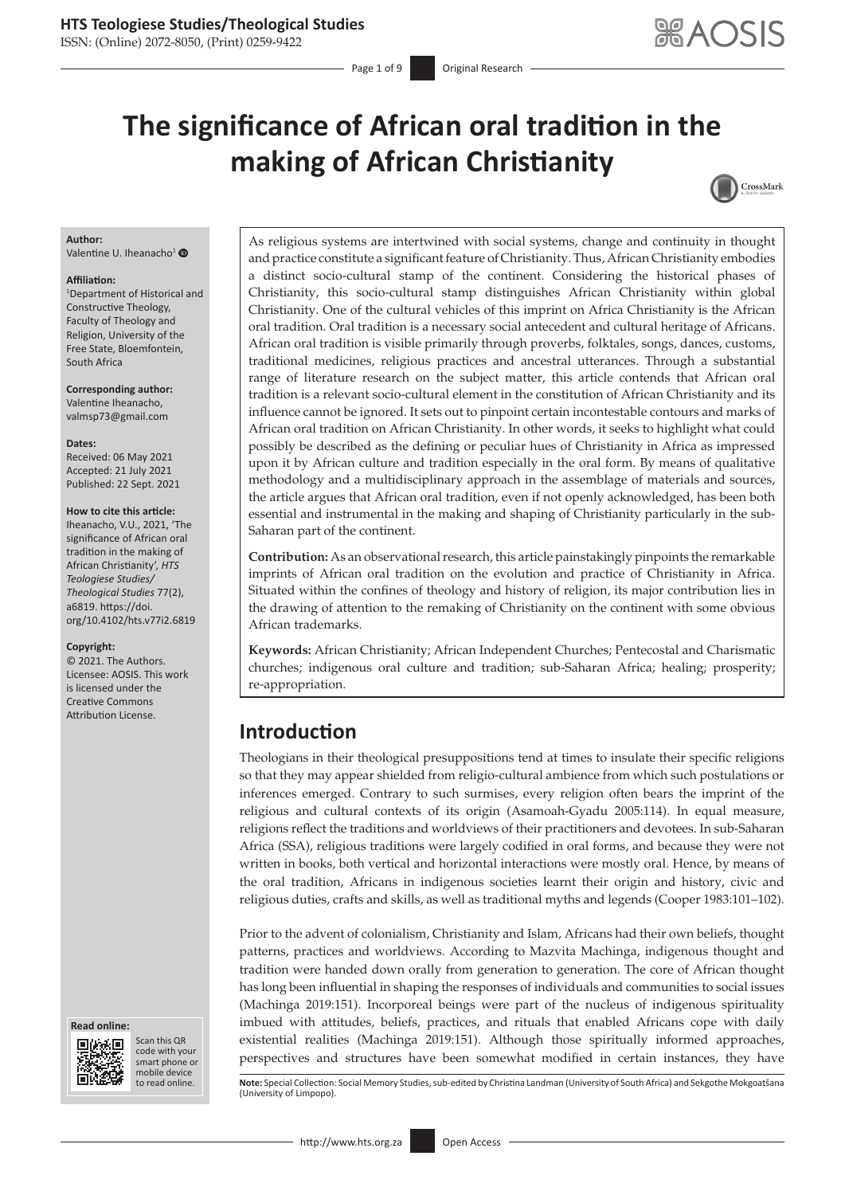# The significance of African oral tradition in the making of African Christianity

**Author:**
Valentine U. Iheanacho[1]

**Affiliation:**
[1]Department of Historical and Constructive Theology, Faculty of Theology and Religion, University of the Free State, Bloemfontein, South Africa

**Corresponding author:**
Valentine Iheanacho,
valmsp73@gmail.com

**Dates:**
Received: 06 May 2021
Accepted: 21 July 2021
Published: 22 Sept. 2021

**How to cite this article:**
Iheanacho, V.U., 2021, 'The significance of African oral tradition in the making of African Christianity', *HTS Teologiese Studies/Theological Studies* 77(2), a6819. https://doi.org/10.4102/hts.v77i2.6819

**Copyright:**
© 2021. The Authors. Licensee: AOSIS. This work is licensed under the Creative Commons Attribution License.

As religious systems are intertwined with social systems, change and continuity in thought and practice constitute a significant feature of Christianity. Thus, African Christianity embodies a distinct socio-cultural stamp of the continent. Considering the historical phases of Christianity, this socio-cultural stamp distinguishes African Christianity within global Christianity. One of the cultural vehicles of this imprint on Africa Christianity is the African oral tradition. Oral tradition is a necessary social antecedent and cultural heritage of Africans. African oral tradition is visible primarily through proverbs, folktales, songs, dances, customs, traditional medicines, religious practices and ancestral utterances. Through a substantial range of literature research on the subject matter, this article contends that African oral tradition is a relevant socio-cultural element in the constitution of African Christianity and its influence cannot be ignored. It sets out to pinpoint certain incontestable contours and marks of African oral tradition on African Christianity. In other words, it seeks to highlight what could possibly be described as the defining or peculiar hues of Christianity in Africa as impressed upon it by African culture and tradition especially in the oral form. By means of qualitative methodology and a multidisciplinary approach in the assemblage of materials and sources, the article argues that African oral tradition, even if not openly acknowledged, has been both essential and instrumental in the making and shaping of Christianity particularly in the sub-Saharan part of the continent.

**Contribution:** As an observational research, this article painstakingly pinpoints the remarkable imprints of African oral tradition on the evolution and practice of Christianity in Africa. Situated within the confines of theology and history of religion, its major contribution lies in the drawing of attention to the remaking of Christianity on the continent with some obvious African trademarks.

**Keywords:** African Christianity; African Independent Churches; Pentecostal and Charismatic churches; indigenous oral culture and tradition; sub-Saharan Africa; healing; prosperity; re-appropriation.

## Introduction

Theologians in their theological presuppositions tend at times to insulate their specific religions so that they may appear shielded from religio-cultural ambience from which such postulations or inferences emerged. Contrary to such surmises, every religion often bears the imprint of the religious and cultural contexts of its origin (Asamoah-Gyadu 2005:114). In equal measure, religions reflect the traditions and worldviews of their practitioners and devotees. In sub-Saharan Africa (SSA), religious traditions were largely codified in oral forms, and because they were not written in books, both vertical and horizontal interactions were mostly oral. Hence, by means of the oral tradition, Africans in indigenous societies learnt their origin and history, civic and religious duties, crafts and skills, as well as traditional myths and legends (Cooper 1983:101–102).

Prior to the advent of colonialism, Christianity and Islam, Africans had their own beliefs, thought patterns, practices and worldviews. According to Mazvita Machinga, indigenous thought and tradition were handed down orally from generation to generation. The core of African thought has long been influential in shaping the responses of individuals and communities to social issues (Machinga 2019:151). Incorporeal beings were part of the nucleus of indigenous spirituality imbued with attitudes, beliefs, practices, and rituals that enabled Africans cope with daily existential realities (Machinga 2019:151). Although those spiritually informed approaches, perspectives and structures have been somewhat modified in certain instances, they have

**Note:** Special Collection: Social Memory Studies, sub-edited by Christina Landman (University of South Africa) and Sekgothe Mokgoatšana (University of Limpopo).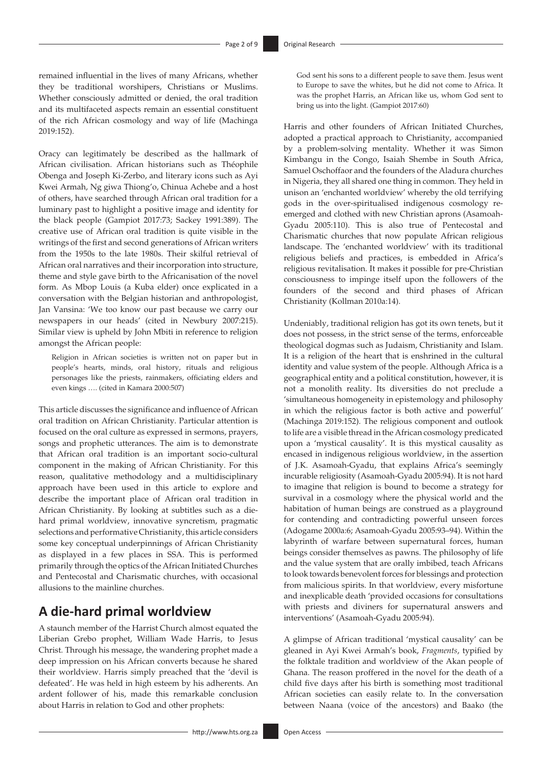remained influential in the lives of many Africans, whether they be traditional worshipers, Christians or Muslims. Whether consciously admitted or denied, the oral tradition and its multifaceted aspects remain an essential constituent of the rich African cosmology and way of life (Machinga 2019:152).

Oracy can legitimately be described as the hallmark of African civilisation. African historians such as Théophile Obenga and Joseph Ki-Zerbo, and literary icons such as Ayi Kwei Armah, Ng giwa Thiong'o, Chinua Achebe and a host of others, have searched through African oral tradition for a luminary past to highlight a positive image and identity for the black people (Gampiot 2017:73; Sackey 1991:389). The creative use of African oral tradition is quite visible in the writings of the first and second generations of African writers from the 1950s to the late 1980s. Their skilful retrieval of African oral narratives and their incorporation into structure, theme and style gave birth to the Africanisation of the novel form. As Mbop Louis (a Kuba elder) once explicated in a conversation with the Belgian historian and anthropologist, Jan Vansina: 'We too know our past because we carry our newspapers in our heads' (cited in Newbury 2007:215). Similar view is upheld by John Mbiti in reference to religion amongst the African people:

> Religion in African societies is written not on paper but in people's hearts, minds, oral history, rituals and religious personages like the priests, rainmakers, officiating elders and even kings …. (cited in Kamara 2000:507)

This article discusses the significance and influence of African oral tradition on African Christianity. Particular attention is focused on the oral culture as expressed in sermons, prayers, songs and prophetic utterances. The aim is to demonstrate that African oral tradition is an important socio-cultural component in the making of African Christianity. For this reason, qualitative methodology and a multidisciplinary approach have been used in this article to explore and describe the important place of African oral tradition in African Christianity. By looking at subtitles such as a die-hard primal worldview, innovative syncretism, pragmatic selections and performative Christianity, this article considers some key conceptual underpinnings of African Christianity as displayed in a few places in SSA. This is performed primarily through the optics of the African Initiated Churches and Pentecostal and Charismatic churches, with occasional allusions to the mainline churches.

## A die-hard primal worldview

A staunch member of the Harrist Church almost equated the Liberian Grebo prophet, William Wade Harris, to Jesus Christ. Through his message, the wandering prophet made a deep impression on his African converts because he shared their worldview. Harris simply preached that the 'devil is defeated'. He was held in high esteem by his adherents. An ardent follower of his, made this remarkable conclusion about Harris in relation to God and other prophets:

> God sent his sons to a different people to save them. Jesus went to Europe to save the whites, but he did not come to Africa. It was the prophet Harris, an African like us, whom God sent to bring us into the light. (Gampiot 2017:60)

Harris and other founders of African Initiated Churches, adopted a practical approach to Christianity, accompanied by a problem-solving mentality. Whether it was Simon Kimbangu in the Congo, Isaiah Shembe in South Africa, Samuel Oschoffaor and the founders of the Aladura churches in Nigeria, they all shared one thing in common. They held in unison an 'enchanted worldview' whereby the old terrifying gods in the over-spiritualised indigenous cosmology re-emerged and clothed with new Christian aprons (Asamoah-Gyadu 2005:110). This is also true of Pentecostal and Charismatic churches that now populate African religious landscape. The 'enchanted worldview' with its traditional religious beliefs and practices, is embedded in Africa's religious revitalisation. It makes it possible for pre-Christian consciousness to impinge itself upon the followers of the founders of the second and third phases of African Christianity (Kollman 2010a:14).

Undeniably, traditional religion has got its own tenets, but it does not possess, in the strict sense of the terms, enforceable theological dogmas such as Judaism, Christianity and Islam. It is a religion of the heart that is enshrined in the cultural identity and value system of the people. Although Africa is a geographical entity and a political constitution, however, it is not a monolith reality. Its diversities do not preclude a 'simultaneous homogeneity in epistemology and philosophy in which the religious factor is both active and powerful' (Machinga 2019:152). The religious component and outlook to life are a visible thread in the African cosmology predicated upon a 'mystical causality'. It is this mystical causality as encased in indigenous religious worldview, in the assertion of J.K. Asamoah-Gyadu, that explains Africa's seemingly incurable religiosity (Asamoah-Gyadu 2005:94). It is not hard to imagine that religion is bound to become a strategy for survival in a cosmology where the physical world and the habitation of human beings are construed as a playground for contending and contradicting powerful unseen forces (Adogame 2000a:6; Asamoah-Gyadu 2005:93–94). Within the labyrinth of warfare between supernatural forces, human beings consider themselves as pawns. The philosophy of life and the value system that are orally imbibed, teach Africans to look towards benevolent forces for blessings and protection from malicious spirits. In that worldview, every misfortune and inexplicable death 'provided occasions for consultations with priests and diviners for supernatural answers and interventions' (Asamoah-Gyadu 2005:94).

A glimpse of African traditional 'mystical causality' can be gleaned in Ayi Kwei Armah's book, *Fragments*, typified by the folktale tradition and worldview of the Akan people of Ghana. The reason proffered in the novel for the death of a child five days after his birth is something most traditional African societies can easily relate to. In the conversation between Naana (voice of the ancestors) and Baako (the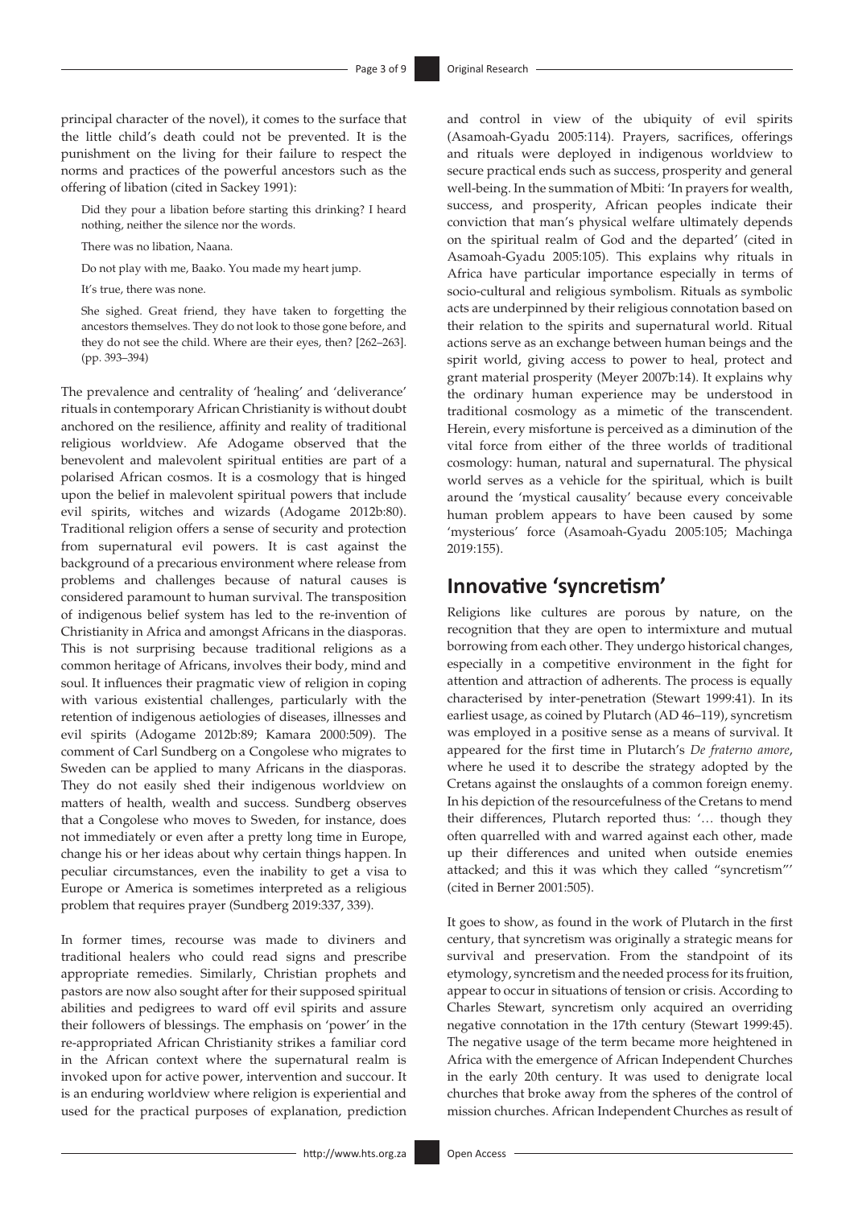principal character of the novel), it comes to the surface that the little child's death could not be prevented. It is the punishment on the living for their failure to respect the norms and practices of the powerful ancestors such as the offering of libation (cited in Sackey 1991):

> Did they pour a libation before starting this drinking? I heard nothing, neither the silence nor the words.
>
> There was no libation, Naana.
>
> Do not play with me, Baako. You made my heart jump.
>
> It's true, there was none.
>
> She sighed. Great friend, they have taken to forgetting the ancestors themselves. They do not look to those gone before, and they do not see the child. Where are their eyes, then? [262–263]. (pp. 393–394)

The prevalence and centrality of 'healing' and 'deliverance' rituals in contemporary African Christianity is without doubt anchored on the resilience, affinity and reality of traditional religious worldview. Afe Adogame observed that the benevolent and malevolent spiritual entities are part of a polarised African cosmos. It is a cosmology that is hinged upon the belief in malevolent spiritual powers that include evil spirits, witches and wizards (Adogame 2012b:80). Traditional religion offers a sense of security and protection from supernatural evil powers. It is cast against the background of a precarious environment where release from problems and challenges because of natural causes is considered paramount to human survival. The transposition of indigenous belief system has led to the re-invention of Christianity in Africa and amongst Africans in the diasporas. This is not surprising because traditional religions as a common heritage of Africans, involves their body, mind and soul. It influences their pragmatic view of religion in coping with various existential challenges, particularly with the retention of indigenous aetiologies of diseases, illnesses and evil spirits (Adogame 2012b:89; Kamara 2000:509). The comment of Carl Sundberg on a Congolese who migrates to Sweden can be applied to many Africans in the diasporas. They do not easily shed their indigenous worldview on matters of health, wealth and success. Sundberg observes that a Congolese who moves to Sweden, for instance, does not immediately or even after a pretty long time in Europe, change his or her ideas about why certain things happen. In peculiar circumstances, even the inability to get a visa to Europe or America is sometimes interpreted as a religious problem that requires prayer (Sundberg 2019:337, 339).

In former times, recourse was made to diviners and traditional healers who could read signs and prescribe appropriate remedies. Similarly, Christian prophets and pastors are now also sought after for their supposed spiritual abilities and pedigrees to ward off evil spirits and assure their followers of blessings. The emphasis on 'power' in the re-appropriated African Christianity strikes a familiar cord in the African context where the supernatural realm is invoked upon for active power, intervention and succour. It is an enduring worldview where religion is experiential and used for the practical purposes of explanation, prediction and control in view of the ubiquity of evil spirits (Asamoah-Gyadu 2005:114). Prayers, sacrifices, offerings and rituals were deployed in indigenous worldview to secure practical ends such as success, prosperity and general well-being. In the summation of Mbiti: 'In prayers for wealth, success, and prosperity, African peoples indicate their conviction that man's physical welfare ultimately depends on the spiritual realm of God and the departed' (cited in Asamoah-Gyadu 2005:105). This explains why rituals in Africa have particular importance especially in terms of socio-cultural and religious symbolism. Rituals as symbolic acts are underpinned by their religious connotation based on their relation to the spirits and supernatural world. Ritual actions serve as an exchange between human beings and the spirit world, giving access to power to heal, protect and grant material prosperity (Meyer 2007b:14). It explains why the ordinary human experience may be understood in traditional cosmology as a mimetic of the transcendent. Herein, every misfortune is perceived as a diminution of the vital force from either of the three worlds of traditional cosmology: human, natural and supernatural. The physical world serves as a vehicle for the spiritual, which is built around the 'mystical causality' because every conceivable human problem appears to have been caused by some 'mysterious' force (Asamoah-Gyadu 2005:105; Machinga 2019:155).

## Innovative 'syncretism'

Religions like cultures are porous by nature, on the recognition that they are open to intermixture and mutual borrowing from each other. They undergo historical changes, especially in a competitive environment in the fight for attention and attraction of adherents. The process is equally characterised by inter-penetration (Stewart 1999:41). In its earliest usage, as coined by Plutarch (AD 46–119), syncretism was employed in a positive sense as a means of survival. It appeared for the first time in Plutarch's *De fraterno amore*, where he used it to describe the strategy adopted by the Cretans against the onslaughts of a common foreign enemy. In his depiction of the resourcefulness of the Cretans to mend their differences, Plutarch reported thus: '… though they often quarrelled with and warred against each other, made up their differences and united when outside enemies attacked; and this it was which they called "syncretism"' (cited in Berner 2001:505).

It goes to show, as found in the work of Plutarch in the first century, that syncretism was originally a strategic means for survival and preservation. From the standpoint of its etymology, syncretism and the needed process for its fruition, appear to occur in situations of tension or crisis. According to Charles Stewart, syncretism only acquired an overriding negative connotation in the 17th century (Stewart 1999:45). The negative usage of the term became more heightened in Africa with the emergence of African Independent Churches in the early 20th century. It was used to denigrate local churches that broke away from the spheres of the control of mission churches. African Independent Churches as result of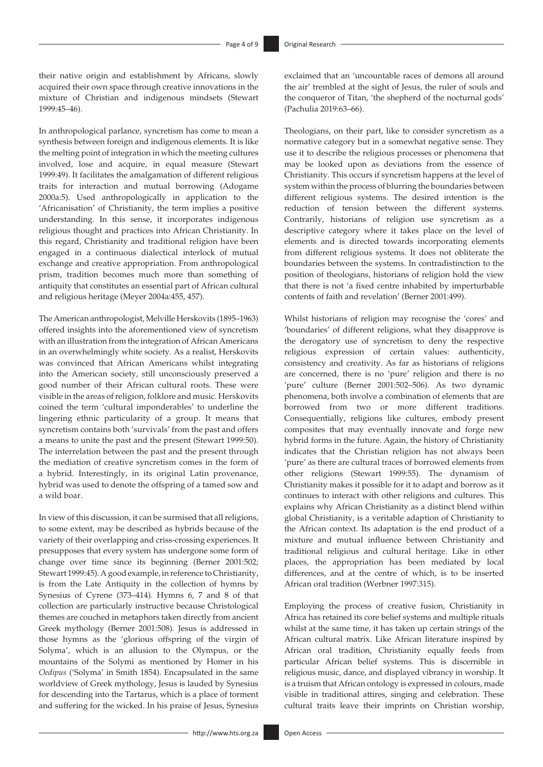their native origin and establishment by Africans, slowly acquired their own space through creative innovations in the mixture of Christian and indigenous mindsets (Stewart 1999:45–46).

In anthropological parlance, syncretism has come to mean a synthesis between foreign and indigenous elements. It is like the melting point of integration in which the meeting cultures involved, lose and acquire, in equal measure (Stewart 1999:49). It facilitates the amalgamation of different religious traits for interaction and mutual borrowing (Adogame 2000a:5). Used anthropologically in application to the 'Africanisation' of Christianity, the term implies a positive understanding. In this sense, it incorporates indigenous religious thought and practices into African Christianity. In this regard, Christianity and traditional religion have been engaged in a continuous dialectical interlock of mutual exchange and creative appropriation. From anthropological prism, tradition becomes much more than something of antiquity that constitutes an essential part of African cultural and religious heritage (Meyer 2004a:455, 457).

The American anthropologist, Melville Herskovits (1895–1963) offered insights into the aforementioned view of syncretism with an illustration from the integration of African Americans in an overwhelmingly white society. As a realist, Herskovits was convinced that African Americans whilst integrating into the American society, still unconsciously preserved a good number of their African cultural roots. These were visible in the areas of religion, folklore and music. Herskovits coined the term 'cultural imponderables' to underline the lingering ethnic particularity of a group. It means that syncretism contains both 'survivals' from the past and offers a means to unite the past and the present (Stewart 1999:50). The interrelation between the past and the present through the mediation of creative syncretism comes in the form of a hybrid. Interestingly, in its original Latin provenance, hybrid was used to denote the offspring of a tamed sow and a wild boar.

In view of this discussion, it can be surmised that all religions, to some extent, may be described as hybrids because of the variety of their overlapping and criss-crossing experiences. It presupposes that every system has undergone some form of change over time since its beginning (Berner 2001:502; Stewart 1999:45). A good example, in reference to Christianity, is from the Late Antiquity in the collection of hymns by Synesius of Cyrene (373–414). Hymns 6, 7 and 8 of that collection are particularly instructive because Christological themes are couched in metaphors taken directly from ancient Greek mythology (Berner 2001:508). Jesus is addressed in those hymns as the 'glorious offspring of the virgin of Solyma', which is an allusion to the Olympus, or the mountains of the Solymi as mentioned by Homer in his *Oedipus* ('Solyma' in Smith 1854). Encapsulated in the same worldview of Greek mythology, Jesus is lauded by Synesius for descending into the Tartarus, which is a place of torment and suffering for the wicked. In his praise of Jesus, Synesius exclaimed that an 'uncountable races of demons all around the air' trembled at the sight of Jesus, the ruler of souls and the conqueror of Titan, 'the shepherd of the nocturnal gods' (Pachulia 2019:63–66).

Theologians, on their part, like to consider syncretism as a normative category but in a somewhat negative sense. They use it to describe the religious processes or phenomena that may be looked upon as deviations from the essence of Christianity. This occurs if syncretism happens at the level of system within the process of blurring the boundaries between different religious systems. The desired intention is the reduction of tension between the different systems. Contrarily, historians of religion use syncretism as a descriptive category where it takes place on the level of elements and is directed towards incorporating elements from different religious systems. It does not obliterate the boundaries between the systems. In contradistinction to the position of theologians, historians of religion hold the view that there is not 'a fixed centre inhabited by imperturbable contents of faith and revelation' (Berner 2001:499).

Whilst historians of religion may recognise the 'cores' and 'boundaries' of different religions, what they disapprove is the derogatory use of syncretism to deny the respective religious expression of certain values: authenticity, consistency and creativity. As far as historians of religions are concerned, there is no 'pure' religion and there is no 'pure' culture (Berner 2001:502–506). As two dynamic phenomena, both involve a combination of elements that are borrowed from two or more different traditions. Consequentially, religions like cultures, embody present composites that may eventually innovate and forge new hybrid forms in the future. Again, the history of Christianity indicates that the Christian religion has not always been 'pure' as there are cultural traces of borrowed elements from other religions (Stewart 1999:55). The dynamism of Christianity makes it possible for it to adapt and borrow as it continues to interact with other religions and cultures. This explains why African Christianity as a distinct blend within global Christianity, is a veritable adaption of Christianity to the African context. Its adaptation is the end product of a mixture and mutual influence between Christianity and traditional religious and cultural heritage. Like in other places, the appropriation has been mediated by local differences, and at the centre of which, is to be inserted African oral tradition (Werbner 1997:315).

Employing the process of creative fusion, Christianity in Africa has retained its core belief systems and multiple rituals whilst at the same time, it has taken up certain strings of the African cultural matrix. Like African literature inspired by African oral tradition, Christianity equally feeds from particular African belief systems. This is discernible in religious music, dance, and displayed vibrancy in worship. It is a truism that African ontology is expressed in colours, made visible in traditional attires, singing and celebration. These cultural traits leave their imprints on Christian worship,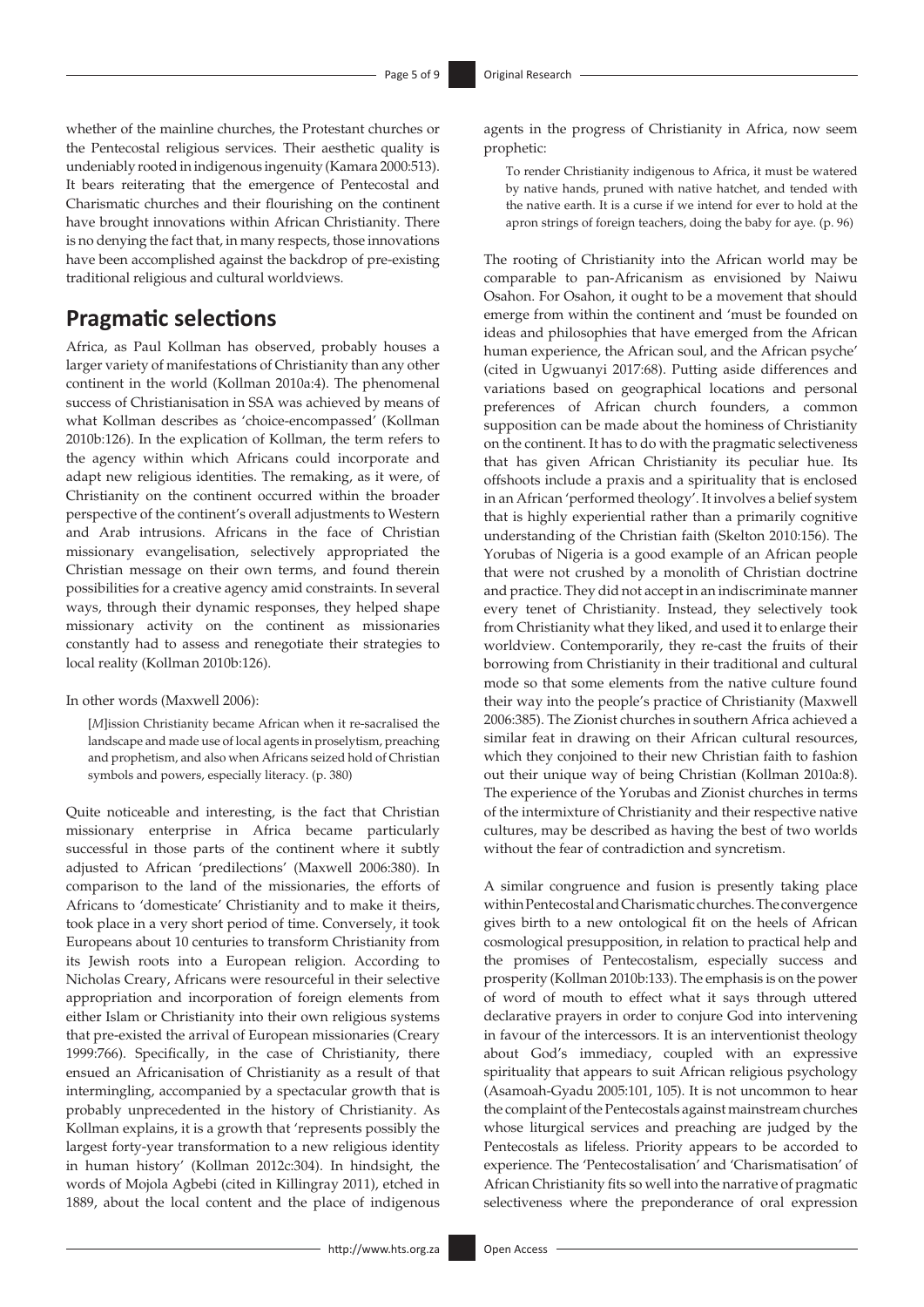whether of the mainline churches, the Protestant churches or the Pentecostal religious services. Their aesthetic quality is undeniably rooted in indigenous ingenuity (Kamara 2000:513). It bears reiterating that the emergence of Pentecostal and Charismatic churches and their flourishing on the continent have brought innovations within African Christianity. There is no denying the fact that, in many respects, those innovations have been accomplished against the backdrop of pre-existing traditional religious and cultural worldviews.

## Pragmatic selections

Africa, as Paul Kollman has observed, probably houses a larger variety of manifestations of Christianity than any other continent in the world (Kollman 2010a:4). The phenomenal success of Christianisation in SSA was achieved by means of what Kollman describes as 'choice-encompassed' (Kollman 2010b:126). In the explication of Kollman, the term refers to the agency within which Africans could incorporate and adapt new religious identities. The remaking, as it were, of Christianity on the continent occurred within the broader perspective of the continent's overall adjustments to Western and Arab intrusions. Africans in the face of Christian missionary evangelisation, selectively appropriated the Christian message on their own terms, and found therein possibilities for a creative agency amid constraints. In several ways, through their dynamic responses, they helped shape missionary activity on the continent as missionaries constantly had to assess and renegotiate their strategies to local reality (Kollman 2010b:126).

In other words (Maxwell 2006):

> [*M*]ission Christianity became African when it re-sacralised the landscape and made use of local agents in proselytism, preaching and prophetism, and also when Africans seized hold of Christian symbols and powers, especially literacy. (p. 380)

Quite noticeable and interesting, is the fact that Christian missionary enterprise in Africa became particularly successful in those parts of the continent where it subtly adjusted to African 'predilections' (Maxwell 2006:380). In comparison to the land of the missionaries, the efforts of Africans to 'domesticate' Christianity and to make it theirs, took place in a very short period of time. Conversely, it took Europeans about 10 centuries to transform Christianity from its Jewish roots into a European religion. According to Nicholas Creary, Africans were resourceful in their selective appropriation and incorporation of foreign elements from either Islam or Christianity into their own religious systems that pre-existed the arrival of European missionaries (Creary 1999:766). Specifically, in the case of Christianity, there ensued an Africanisation of Christianity as a result of that intermingling, accompanied by a spectacular growth that is probably unprecedented in the history of Christianity. As Kollman explains, it is a growth that 'represents possibly the largest forty-year transformation to a new religious identity in human history' (Kollman 2012c:304). In hindsight, the words of Mojola Agbebi (cited in Killingray 2011), etched in 1889, about the local content and the place of indigenous agents in the progress of Christianity in Africa, now seem prophetic:

> To render Christianity indigenous to Africa, it must be watered by native hands, pruned with native hatchet, and tended with the native earth. It is a curse if we intend for ever to hold at the apron strings of foreign teachers, doing the baby for aye. (p. 96)

The rooting of Christianity into the African world may be comparable to pan-Africanism as envisioned by Naiwu Osahon. For Osahon, it ought to be a movement that should emerge from within the continent and 'must be founded on ideas and philosophies that have emerged from the African human experience, the African soul, and the African psyche' (cited in Ugwuanyi 2017:68). Putting aside differences and variations based on geographical locations and personal preferences of African church founders, a common supposition can be made about the hominess of Christianity on the continent. It has to do with the pragmatic selectiveness that has given African Christianity its peculiar hue. Its offshoots include a praxis and a spirituality that is enclosed in an African 'performed theology'. It involves a belief system that is highly experiential rather than a primarily cognitive understanding of the Christian faith (Skelton 2010:156). The Yorubas of Nigeria is a good example of an African people that were not crushed by a monolith of Christian doctrine and practice. They did not accept in an indiscriminate manner every tenet of Christianity. Instead, they selectively took from Christianity what they liked, and used it to enlarge their worldview. Contemporarily, they re-cast the fruits of their borrowing from Christianity in their traditional and cultural mode so that some elements from the native culture found their way into the people's practice of Christianity (Maxwell 2006:385). The Zionist churches in southern Africa achieved a similar feat in drawing on their African cultural resources, which they conjoined to their new Christian faith to fashion out their unique way of being Christian (Kollman 2010a:8). The experience of the Yorubas and Zionist churches in terms of the intermixture of Christianity and their respective native cultures, may be described as having the best of two worlds without the fear of contradiction and syncretism.

A similar congruence and fusion is presently taking place within Pentecostal and Charismatic churches. The convergence gives birth to a new ontological fit on the heels of African cosmological presupposition, in relation to practical help and the promises of Pentecostalism, especially success and prosperity (Kollman 2010b:133). The emphasis is on the power of word of mouth to effect what it says through uttered declarative prayers in order to conjure God into intervening in favour of the intercessors. It is an interventionist theology about God's immediacy, coupled with an expressive spirituality that appears to suit African religious psychology (Asamoah-Gyadu 2005:101, 105). It is not uncommon to hear the complaint of the Pentecostals against mainstream churches whose liturgical services and preaching are judged by the Pentecostals as lifeless. Priority appears to be accorded to experience. The 'Pentecostalisation' and 'Charismatisation' of African Christianity fits so well into the narrative of pragmatic selectiveness where the preponderance of oral expression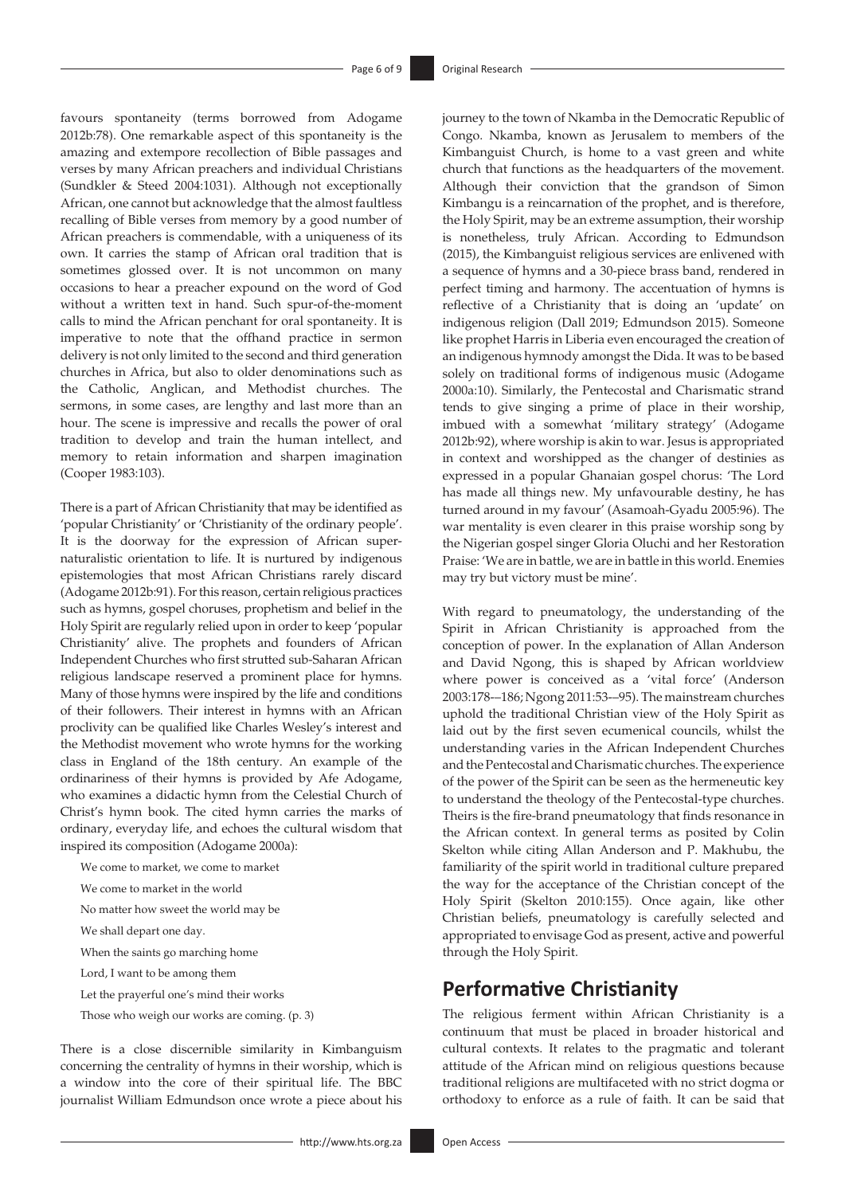favours spontaneity (terms borrowed from Adogame 2012b:78). One remarkable aspect of this spontaneity is the amazing and extempore recollection of Bible passages and verses by many African preachers and individual Christians (Sundkler & Steed 2004:1031). Although not exceptionally African, one cannot but acknowledge that the almost faultless recalling of Bible verses from memory by a good number of African preachers is commendable, with a uniqueness of its own. It carries the stamp of African oral tradition that is sometimes glossed over. It is not uncommon on many occasions to hear a preacher expound on the word of God without a written text in hand. Such spur-of-the-moment calls to mind the African penchant for oral spontaneity. It is imperative to note that the offhand practice in sermon delivery is not only limited to the second and third generation churches in Africa, but also to older denominations such as the Catholic, Anglican, and Methodist churches. The sermons, in some cases, are lengthy and last more than an hour. The scene is impressive and recalls the power of oral tradition to develop and train the human intellect, and memory to retain information and sharpen imagination (Cooper 1983:103).

There is a part of African Christianity that may be identified as 'popular Christianity' or 'Christianity of the ordinary people'. It is the doorway for the expression of African supernaturalistic orientation to life. It is nurtured by indigenous epistemologies that most African Christians rarely discard (Adogame 2012b:91). For this reason, certain religious practices such as hymns, gospel choruses, prophetism and belief in the Holy Spirit are regularly relied upon in order to keep 'popular Christianity' alive. The prophets and founders of African Independent Churches who first strutted sub-Saharan African religious landscape reserved a prominent place for hymns. Many of those hymns were inspired by the life and conditions of their followers. Their interest in hymns with an African proclivity can be qualified like Charles Wesley's interest and the Methodist movement who wrote hymns for the working class in England of the 18th century. An example of the ordinariness of their hymns is provided by Afe Adogame, who examines a didactic hymn from the Celestial Church of Christ's hymn book. The cited hymn carries the marks of ordinary, everyday life, and echoes the cultural wisdom that inspired its composition (Adogame 2000a):

> We come to market, we come to market
>
> We come to market in the world
>
> No matter how sweet the world may be
>
> We shall depart one day.
>
> When the saints go marching home
>
> Lord, I want to be among them
>
> Let the prayerful one's mind their works
>
> Those who weigh our works are coming. (p. 3)

There is a close discernible similarity in Kimbanguism concerning the centrality of hymns in their worship, which is a window into the core of their spiritual life. The BBC journalist William Edmundson once wrote a piece about his journey to the town of Nkamba in the Democratic Republic of Congo. Nkamba, known as Jerusalem to members of the Kimbanguist Church, is home to a vast green and white church that functions as the headquarters of the movement. Although their conviction that the grandson of Simon Kimbangu is a reincarnation of the prophet, and is therefore, the Holy Spirit, may be an extreme assumption, their worship is nonetheless, truly African. According to Edmundson (2015), the Kimbanguist religious services are enlivened with a sequence of hymns and a 30-piece brass band, rendered in perfect timing and harmony. The accentuation of hymns is reflective of a Christianity that is doing an 'update' on indigenous religion (Dall 2019; Edmundson 2015). Someone like prophet Harris in Liberia even encouraged the creation of an indigenous hymnody amongst the Dida. It was to be based solely on traditional forms of indigenous music (Adogame 2000a:10). Similarly, the Pentecostal and Charismatic strand tends to give singing a prime of place in their worship, imbued with a somewhat 'military strategy' (Adogame 2012b:92), where worship is akin to war. Jesus is appropriated in context and worshipped as the changer of destinies as expressed in a popular Ghanaian gospel chorus: 'The Lord has made all things new. My unfavourable destiny, he has turned around in my favour' (Asamoah-Gyadu 2005:96). The war mentality is even clearer in this praise worship song by the Nigerian gospel singer Gloria Oluchi and her Restoration Praise: 'We are in battle, we are in battle in this world. Enemies may try but victory must be mine'.

With regard to pneumatology, the understanding of the Spirit in African Christianity is approached from the conception of power. In the explanation of Allan Anderson and David Ngong, this is shaped by African worldview where power is conceived as a 'vital force' (Anderson 2003:178-–186; Ngong 2011:53-–95). The mainstream churches uphold the traditional Christian view of the Holy Spirit as laid out by the first seven ecumenical councils, whilst the understanding varies in the African Independent Churches and the Pentecostal and Charismatic churches. The experience of the power of the Spirit can be seen as the hermeneutic key to understand the theology of the Pentecostal-type churches. Theirs is the fire-brand pneumatology that finds resonance in the African context. In general terms as posited by Colin Skelton while citing Allan Anderson and P. Makhubu, the familiarity of the spirit world in traditional culture prepared the way for the acceptance of the Christian concept of the Holy Spirit (Skelton 2010:155). Once again, like other Christian beliefs, pneumatology is carefully selected and appropriated to envisage God as present, active and powerful through the Holy Spirit.

## Performative Christianity

The religious ferment within African Christianity is a continuum that must be placed in broader historical and cultural contexts. It relates to the pragmatic and tolerant attitude of the African mind on religious questions because traditional religions are multifaceted with no strict dogma or orthodoxy to enforce as a rule of faith. It can be said that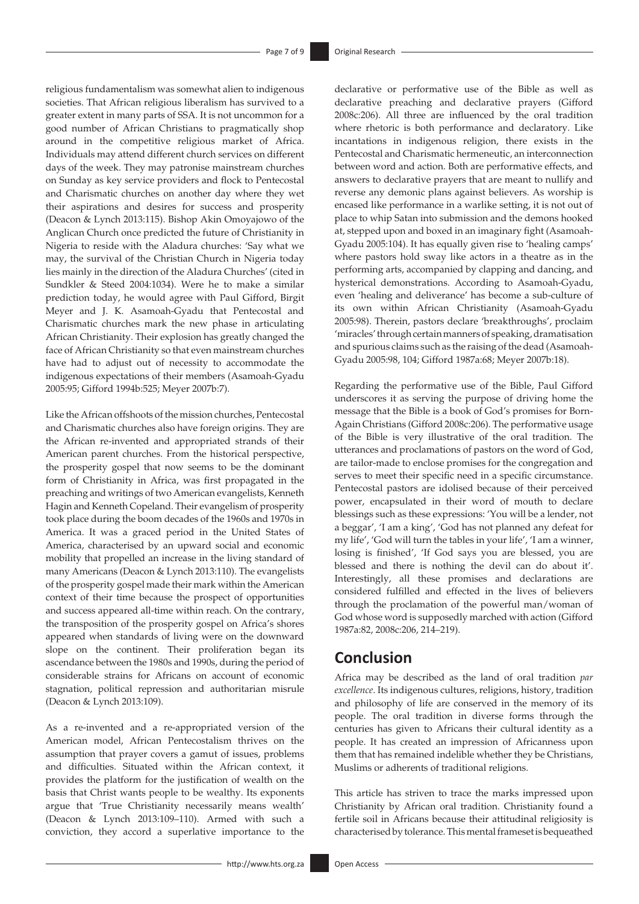religious fundamentalism was somewhat alien to indigenous societies. That African religious liberalism has survived to a greater extent in many parts of SSA. It is not uncommon for a good number of African Christians to pragmatically shop around in the competitive religious market of Africa. Individuals may attend different church services on different days of the week. They may patronise mainstream churches on Sunday as key service providers and flock to Pentecostal and Charismatic churches on another day where they wet their aspirations and desires for success and prosperity (Deacon & Lynch 2013:115). Bishop Akin Omoyajowo of the Anglican Church once predicted the future of Christianity in Nigeria to reside with the Aladura churches: 'Say what we may, the survival of the Christian Church in Nigeria today lies mainly in the direction of the Aladura Churches' (cited in Sundkler & Steed 2004:1034). Were he to make a similar prediction today, he would agree with Paul Gifford, Birgit Meyer and J. K. Asamoah-Gyadu that Pentecostal and Charismatic churches mark the new phase in articulating African Christianity. Their explosion has greatly changed the face of African Christianity so that even mainstream churches have had to adjust out of necessity to accommodate the indigenous expectations of their members (Asamoah-Gyadu 2005:95; Gifford 1994b:525; Meyer 2007b:7).

Like the African offshoots of the mission churches, Pentecostal and Charismatic churches also have foreign origins. They are the African re-invented and appropriated strands of their American parent churches. From the historical perspective, the prosperity gospel that now seems to be the dominant form of Christianity in Africa, was first propagated in the preaching and writings of two American evangelists, Kenneth Hagin and Kenneth Copeland. Their evangelism of prosperity took place during the boom decades of the 1960s and 1970s in America. It was a graced period in the United States of America, characterised by an upward social and economic mobility that propelled an increase in the living standard of many Americans (Deacon & Lynch 2013:110). The evangelists of the prosperity gospel made their mark within the American context of their time because the prospect of opportunities and success appeared all-time within reach. On the contrary, the transposition of the prosperity gospel on Africa's shores appeared when standards of living were on the downward slope on the continent. Their proliferation began its ascendance between the 1980s and 1990s, during the period of considerable strains for Africans on account of economic stagnation, political repression and authoritarian misrule (Deacon & Lynch 2013:109).

As a re-invented and a re-appropriated version of the American model, African Pentecostalism thrives on the assumption that prayer covers a gamut of issues, problems and difficulties. Situated within the African context, it provides the platform for the justification of wealth on the basis that Christ wants people to be wealthy. Its exponents argue that 'True Christianity necessarily means wealth' (Deacon & Lynch 2013:109–110). Armed with such a conviction, they accord a superlative importance to the declarative or performative use of the Bible as well as declarative preaching and declarative prayers (Gifford 2008c:206). All three are influenced by the oral tradition where rhetoric is both performance and declaratory. Like incantations in indigenous religion, there exists in the Pentecostal and Charismatic hermeneutic, an interconnection between word and action. Both are performative effects, and answers to declarative prayers that are meant to nullify and reverse any demonic plans against believers. As worship is encased like performance in a warlike setting, it is not out of place to whip Satan into submission and the demons hooked at, stepped upon and boxed in an imaginary fight (Asamoah-Gyadu 2005:104). It has equally given rise to 'healing camps' where pastors hold sway like actors in a theatre as in the performing arts, accompanied by clapping and dancing, and hysterical demonstrations. According to Asamoah-Gyadu, even 'healing and deliverance' has become a sub-culture of its own within African Christianity (Asamoah-Gyadu 2005:98). Therein, pastors declare 'breakthroughs', proclaim 'miracles' through certain manners of speaking, dramatisation and spurious claims such as the raising of the dead (Asamoah-Gyadu 2005:98, 104; Gifford 1987a:68; Meyer 2007b:18).

Regarding the performative use of the Bible, Paul Gifford underscores it as serving the purpose of driving home the message that the Bible is a book of God's promises for Born-Again Christians (Gifford 2008c:206). The performative usage of the Bible is very illustrative of the oral tradition. The utterances and proclamations of pastors on the word of God, are tailor-made to enclose promises for the congregation and serves to meet their specific need in a specific circumstance. Pentecostal pastors are idolised because of their perceived power, encapsulated in their word of mouth to declare blessings such as these expressions: 'You will be a lender, not a beggar', 'I am a king', 'God has not planned any defeat for my life', 'God will turn the tables in your life', 'I am a winner, losing is finished', 'If God says you are blessed, you are blessed and there is nothing the devil can do about it'. Interestingly, all these promises and declarations are considered fulfilled and effected in the lives of believers through the proclamation of the powerful man/woman of God whose word is supposedly marched with action (Gifford 1987a:82, 2008c:206, 214–219).

## Conclusion

Africa may be described as the land of oral tradition *par excellence*. Its indigenous cultures, religions, history, tradition and philosophy of life are conserved in the memory of its people. The oral tradition in diverse forms through the centuries has given to Africans their cultural identity as a people. It has created an impression of Africanness upon them that has remained indelible whether they be Christians, Muslims or adherents of traditional religions.

This article has striven to trace the marks impressed upon Christianity by African oral tradition. Christianity found a fertile soil in Africans because their attitudinal religiosity is characterised by tolerance. This mental frameset is bequeathed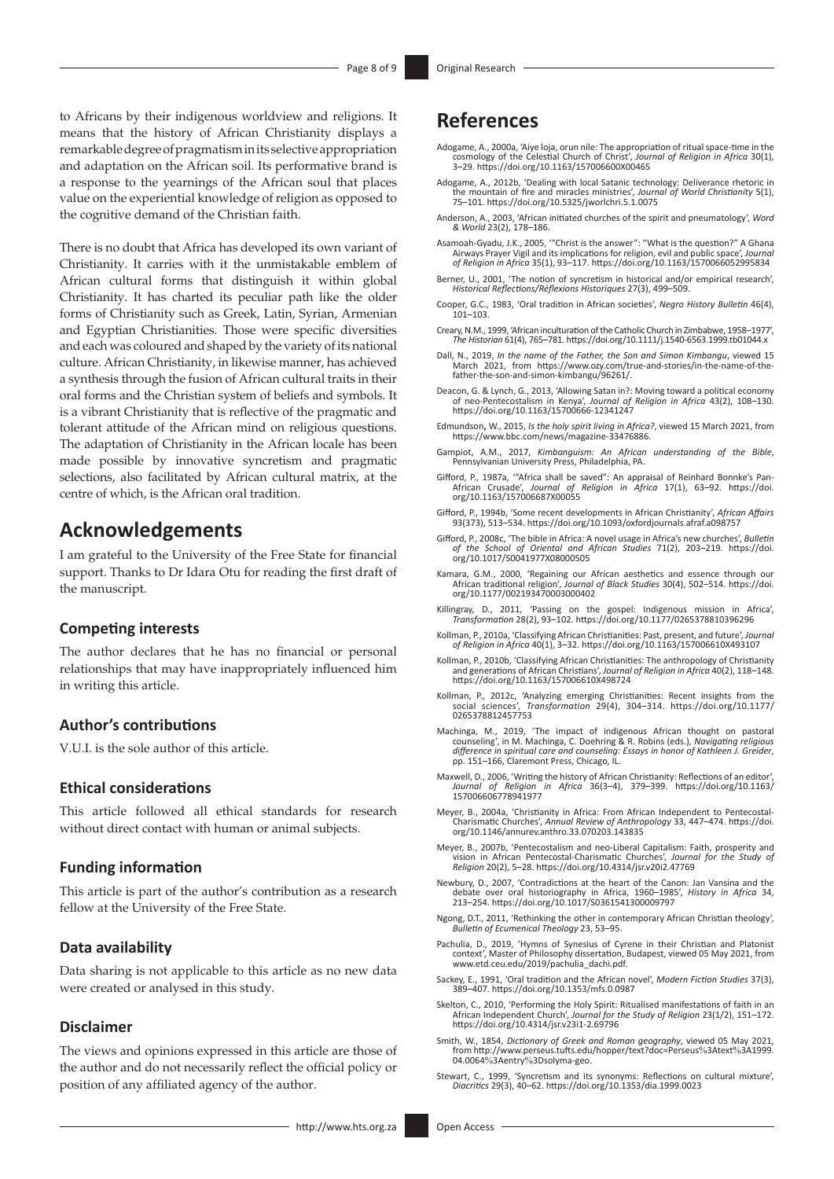to Africans by their indigenous worldview and religions. It means that the history of African Christianity displays a remarkable degree of pragmatism in its selective appropriation and adaptation on the African soil. Its performative brand is a response to the yearnings of the African soul that places value on the experiential knowledge of religion as opposed to the cognitive demand of the Christian faith.

There is no doubt that Africa has developed its own variant of Christianity. It carries with it the unmistakable emblem of African cultural forms that distinguish it within global Christianity. It has charted its peculiar path like the older forms of Christianity such as Greek, Latin, Syrian, Armenian and Egyptian Christianities. Those were specific diversities and each was coloured and shaped by the variety of its national culture. African Christianity, in likewise manner, has achieved a synthesis through the fusion of African cultural traits in their oral forms and the Christian system of beliefs and symbols. It is a vibrant Christianity that is reflective of the pragmatic and tolerant attitude of the African mind on religious questions. The adaptation of Christianity in the African locale has been made possible by innovative syncretism and pragmatic selections, also facilitated by African cultural matrix, at the centre of which, is the African oral tradition.

## Acknowledgements

I am grateful to the University of the Free State for financial support. Thanks to Dr Idara Otu for reading the first draft of the manuscript.

### Competing interests

The author declares that he has no financial or personal relationships that may have inappropriately influenced him in writing this article.

### Author's contributions

V.U.I. is the sole author of this article.

### Ethical considerations

This article followed all ethical standards for research without direct contact with human or animal subjects.

### Funding information

This article is part of the author's contribution as a research fellow at the University of the Free State.

### Data availability

Data sharing is not applicable to this article as no new data were created or analysed in this study.

### Disclaimer

The views and opinions expressed in this article are those of the author and do not necessarily reflect the official policy or position of any affiliated agency of the author.

## References

Adogame, A., 2000a, 'Aiye loja, orun nile: The appropriation of ritual space-time in the cosmology of the Celestial Church of Christ', *Journal of Religion in Africa* 30(1), 3–29. https://doi.org/10.1163/157006600X00465

Adogame, A., 2012b, 'Dealing with local Satanic technology: Deliverance rhetoric in the mountain of fire and miracles ministries', *Journal of World Christianity* 5(1), 75–101. https://doi.org/10.5325/jworlchri.5.1.0075

Anderson, A., 2003, 'African initiated churches of the spirit and pneumatology', *Word & World* 23(2), 178–186.

Asamoah-Gyadu, J.K., 2005, '"Christ is the answer": "What is the question?" A Ghana Airways Prayer Vigil and its implications for religion, evil and public space', *Journal of Religion in Africa* 35(1), 93–117. https://doi.org/10.1163/1570066052995834

Berner, U., 2001, 'The notion of syncretism in historical and/or empirical research', *Historical Reflections/Réflexions Historiques* 27(3), 499–509.

Cooper, G.C., 1983, 'Oral tradition in African societies', *Negro History Bulletin* 46(4), 101–103.

Creary, N.M., 1999, 'African inculturation of the Catholic Church in Zimbabwe, 1958–1977', *The Historian* 61(4), 765–781. https://doi.org/10.1111/j.1540-6563.1999.tb01044.x

Dall, N., 2019, *In the name of the Father, the Son and Simon Kimbangu*, viewed 15 March 2021, from https://www.ozy.com/true-and-stories/in-the-name-of-the-father-the-son-and-simon-kimbangu/96261/.

Deacon, G. & Lynch, G., 2013, 'Allowing Satan in?: Moving toward a political economy of neo-Pentecostalism in Kenya', *Journal of Religion in Africa* 43(2), 108–130. https://doi.org/10.1163/15700666-12341247

Edmundson, W., 2015, *Is the holy spirit living in Africa?*, viewed 15 March 2021, from https://www.bbc.com/news/magazine-33476886.

Gampiot, A.M., 2017, *Kimbanguism: An African understanding of the Bible*, Pennsylvanian University Press, Philadelphia, PA.

Gifford, P., 1987a, '"Africa shall be saved": An appraisal of Reinhard Bonnke's Pan-African Crusade', *Journal of Religion in Africa* 17(1), 63–92. https://doi.org/10.1163/157006687X00055

Gifford, P., 1994b, 'Some recent developments in African Christianity', *African Affairs* 93(373), 513–534. https://doi.org/10.1093/oxfordjournals.afraf.a098757

Gifford, P., 2008c, 'The bible in Africa: A novel usage in Africa's new churches', *Bulletin of the School of Oriental and African Studies* 71(2), 203–219. https://doi.org/10.1017/S0041977X08000505

Kamara, G.M., 2000, 'Regaining our African aesthetics and essence through our African traditional religion', *Journal of Black Studies* 30(4), 502–514. https://doi.org/10.1177/002193470003000402

Killingray, D., 2011, 'Passing on the gospel: Indigenous mission in Africa', *Transformation* 28(2), 93–102. https://doi.org/10.1177/0265378810396296

Kollman, P., 2010a, 'Classifying African Christianities: Past, present, and future', *Journal of Religion in Africa* 40(1), 3–32. https://doi.org/10.1163/157006610X493107

Kollman, P., 2010b, 'Classifying African Christianities: The anthropology of Christianity and generations of African Christians', *Journal of Religion in Africa* 40(2), 118–148. https://doi.org/10.1163/157006610X498724

Kollman, P., 2012c, 'Analyzing emerging Christianities: Recent insights from the social sciences', *Transformation* 29(4), 304–314. https://doi.org/10.1177/0265378812457753

Machinga, M., 2019, 'The impact of indigenous African thought on pastoral counseling', in M. Machinga, C. Doehring & R. Robins (eds.), *Navigating religious difference in spiritual care and counseling: Essays in honor of Kathleen J. Greider*, pp. 151–166, Claremont Press, Chicago, IL.

Maxwell, D., 2006, 'Writing the history of African Christianity: Reflections of an editor', *Journal of Religion in Africa* 36(3–4), 379–399. https://doi.org/10.1163/157006606778941977

Meyer, B., 2004a, 'Christianity in Africa: From African Independent to Pentecostal-Charismatic Churches', *Annual Review of Anthropology* 33, 447–474. https://doi.org/10.1146/annurev.anthro.33.070203.143835

Meyer, B., 2007b, 'Pentecostalism and neo-Liberal Capitalism: Faith, prosperity and vision in African Pentecostal-Charismatic Churches', *Journal for the Study of Religion* 20(2), 5–28. https://doi.org/10.4314/jsr.v20i2.47769

Newbury, D., 2007, 'Contradictions at the heart of the Canon: Jan Vansina and the debate over oral historiography in Africa, 1960–1985', *History in Africa* 34, 213–254. https://doi.org/10.1017/S0361541300009797

Ngong, D.T., 2011, 'Rethinking the other in contemporary African Christian theology', *Bulletin of Ecumenical Theology* 23, 53–95.

Pachulia, D., 2019, 'Hymns of Synesius of Cyrene in their Christian and Platonist context', Master of Philosophy dissertation, Budapest, viewed 05 May 2021, from www.etd.ceu.edu/2019/pachulia_dachi.pdf.

Sackey, E., 1991, 'Oral tradition and the African novel', *Modern Fiction Studies* 37(3), 389–407. https://doi.org/10.1353/mfs.0.0987

Skelton, C., 2010, 'Performing the Holy Spirit: Ritualised manifestations of faith in an African Independent Church', *Journal for the Study of Religion* 23(1/2), 151–172. https://doi.org/10.4314/jsr.v23i1-2.69796

Smith, W., 1854, *Dictionary of Greek and Roman geography*, viewed 05 May 2021, from http://www.perseus.tufts.edu/hopper/text?doc=Perseus%3Atext%3A1999.04.0064%3Aentry%3Dsolyma-geo.

Stewart, C., 1999, 'Syncretism and its synonyms: Reflections on cultural mixture', *Diacritics* 29(3), 40–62. https://doi.org/10.1353/dia.1999.0023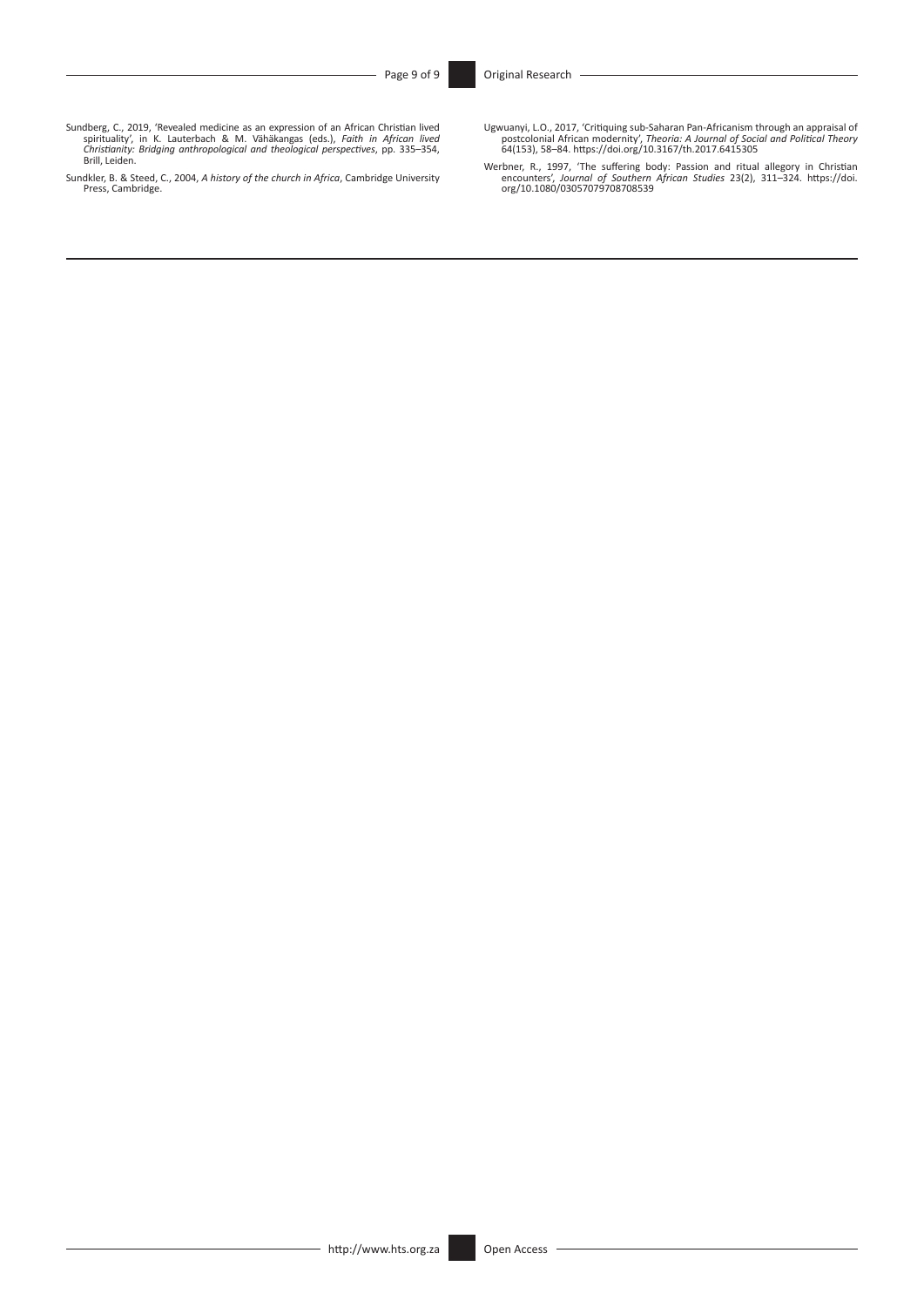Sundberg, C., 2019, 'Revealed medicine as an expression of an African Christian lived spirituality', in K. Lauterbach & M. Vähäkangas (eds.), *Faith in African lived Christianity: Bridging anthropological and theological perspectives*, pp. 335–354, Brill, Leiden.

Sundkler, B. & Steed, C., 2004, *A history of the church in Africa*, Cambridge University Press, Cambridge.

Ugwuanyi, L.O., 2017, 'Critiquing sub-Saharan Pan-Africanism through an appraisal of postcolonial African modernity', *Theoria: A Journal of Social and Political Theory* 64(153), 58–84. https://doi.org/10.3167/th.2017.6415305

Werbner, R., 1997, 'The suffering body: Passion and ritual allegory in Christian encounters', *Journal of Southern African Studies* 23(2), 311–324. https://doi.org/10.1080/03057079708708539